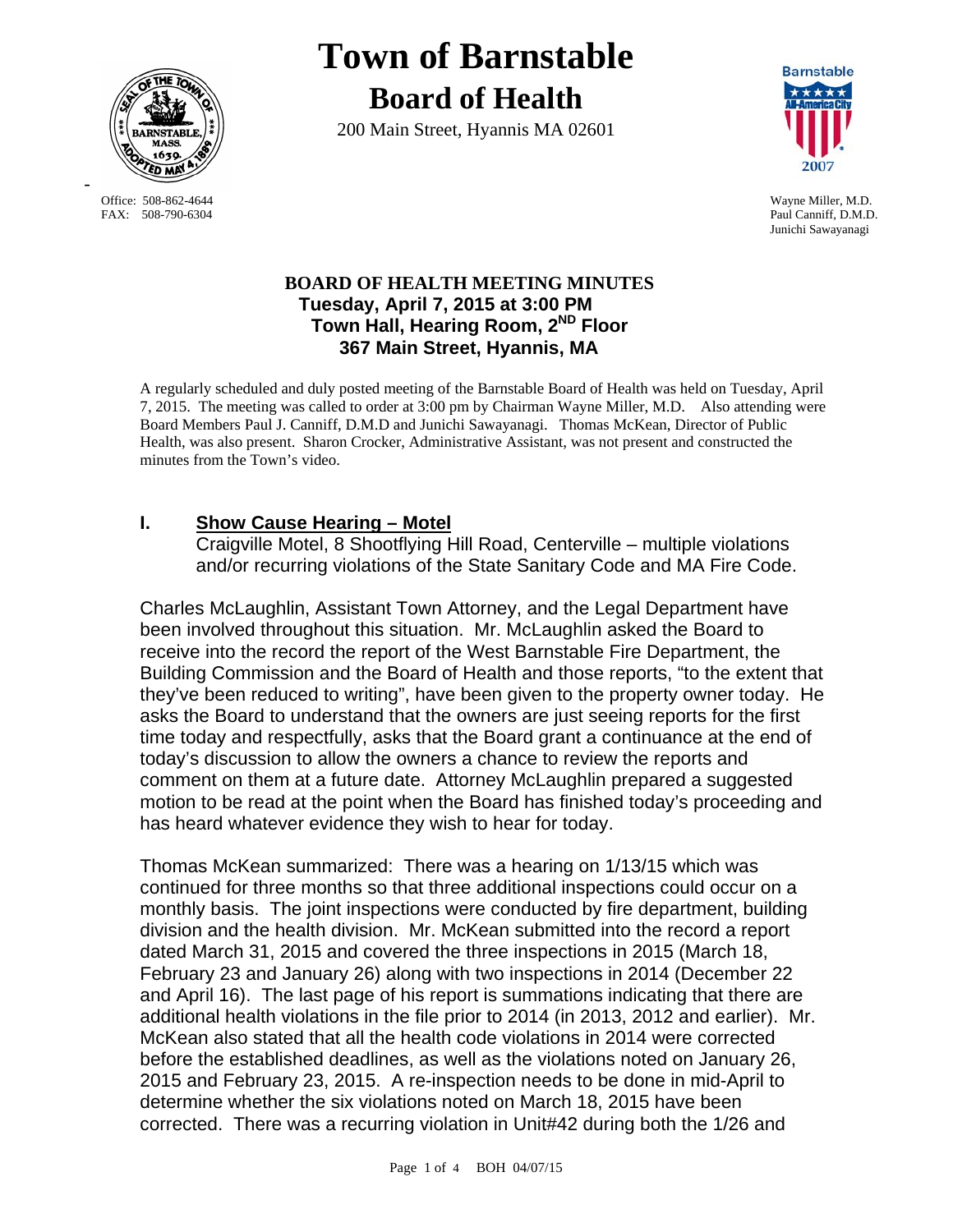# Town of Barnstable

## Board of Health

200 Main Street, Hyannis MA 02601

Office: 508-862-4644
FAX: 508-790-6304

Wayne Miller, M.D.
Paul Canniff, D.M.D.
Junichi Sawayanagi

**BOARD OF HEALTH MEETING MINUTES**
**Tuesday, April 7, 2015 at 3:00 PM**
**Town Hall, Hearing Room, 2ND Floor**
**367 Main Street, Hyannis, MA**

A regularly scheduled and duly posted meeting of the Barnstable Board of Health was held on Tuesday, April 7, 2015. The meeting was called to order at 3:00 pm by Chairman Wayne Miller, M.D. Also attending were Board Members Paul J. Canniff, D.M.D and Junichi Sawayanagi. Thomas McKean, Director of Public Health, was also present. Sharon Crocker, Administrative Assistant, was not present and constructed the minutes from the Town's video.

## I. Show Cause Hearing – Motel

Craigville Motel, 8 Shootflying Hill Road, Centerville – multiple violations and/or recurring violations of the State Sanitary Code and MA Fire Code.

Charles McLaughlin, Assistant Town Attorney, and the Legal Department have been involved throughout this situation. Mr. McLaughlin asked the Board to receive into the record the report of the West Barnstable Fire Department, the Building Commission and the Board of Health and those reports, "to the extent that they've been reduced to writing", have been given to the property owner today. He asks the Board to understand that the owners are just seeing reports for the first time today and respectfully, asks that the Board grant a continuance at the end of today's discussion to allow the owners a chance to review the reports and comment on them at a future date. Attorney McLaughlin prepared a suggested motion to be read at the point when the Board has finished today's proceeding and has heard whatever evidence they wish to hear for today.

Thomas McKean summarized: There was a hearing on 1/13/15 which was continued for three months so that three additional inspections could occur on a monthly basis. The joint inspections were conducted by fire department, building division and the health division. Mr. McKean submitted into the record a report dated March 31, 2015 and covered the three inspections in 2015 (March 18, February 23 and January 26) along with two inspections in 2014 (December 22 and April 16). The last page of his report is summations indicating that there are additional health violations in the file prior to 2014 (in 2013, 2012 and earlier). Mr. McKean also stated that all the health code violations in 2014 were corrected before the established deadlines, as well as the violations noted on January 26, 2015 and February 23, 2015. A re-inspection needs to be done in mid-April to determine whether the six violations noted on March 18, 2015 have been corrected. There was a recurring violation in Unit#42 during both the 1/26 and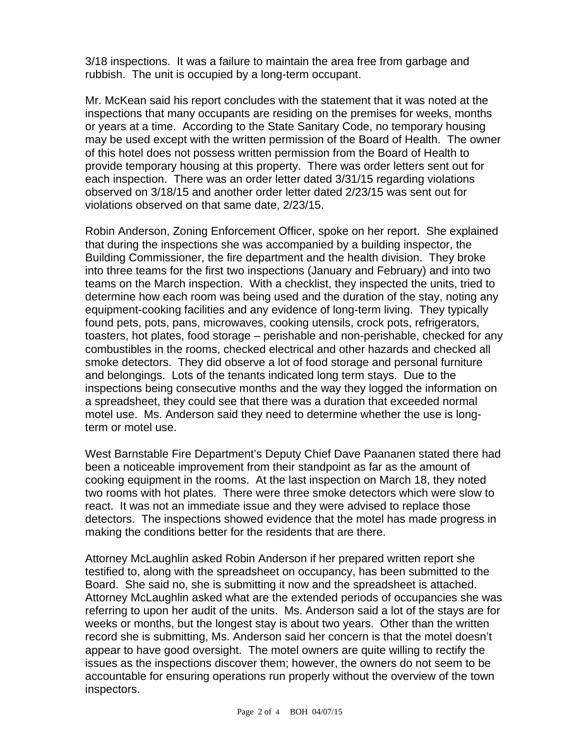3/18 inspections. It was a failure to maintain the area free from garbage and rubbish. The unit is occupied by a long-term occupant.

Mr. McKean said his report concludes with the statement that it was noted at the inspections that many occupants are residing on the premises for weeks, months or years at a time. According to the State Sanitary Code, no temporary housing may be used except with the written permission of the Board of Health. The owner of this hotel does not possess written permission from the Board of Health to provide temporary housing at this property. There was order letters sent out for each inspection. There was an order letter dated 3/31/15 regarding violations observed on 3/18/15 and another order letter dated 2/23/15 was sent out for violations observed on that same date, 2/23/15.

Robin Anderson, Zoning Enforcement Officer, spoke on her report. She explained that during the inspections she was accompanied by a building inspector, the Building Commissioner, the fire department and the health division. They broke into three teams for the first two inspections (January and February) and into two teams on the March inspection. With a checklist, they inspected the units, tried to determine how each room was being used and the duration of the stay, noting any equipment-cooking facilities and any evidence of long-term living. They typically found pets, pots, pans, microwaves, cooking utensils, crock pots, refrigerators, toasters, hot plates, food storage – perishable and non-perishable, checked for any combustibles in the rooms, checked electrical and other hazards and checked all smoke detectors. They did observe a lot of food storage and personal furniture and belongings. Lots of the tenants indicated long term stays. Due to the inspections being consecutive months and the way they logged the information on a spreadsheet, they could see that there was a duration that exceeded normal motel use. Ms. Anderson said they need to determine whether the use is long-term or motel use.

West Barnstable Fire Department's Deputy Chief Dave Paananen stated there had been a noticeable improvement from their standpoint as far as the amount of cooking equipment in the rooms. At the last inspection on March 18, they noted two rooms with hot plates. There were three smoke detectors which were slow to react. It was not an immediate issue and they were advised to replace those detectors. The inspections showed evidence that the motel has made progress in making the conditions better for the residents that are there.

Attorney McLaughlin asked Robin Anderson if her prepared written report she testified to, along with the spreadsheet on occupancy, has been submitted to the Board. She said no, she is submitting it now and the spreadsheet is attached. Attorney McLaughlin asked what are the extended periods of occupancies she was referring to upon her audit of the units. Ms. Anderson said a lot of the stays are for weeks or months, but the longest stay is about two years. Other than the written record she is submitting, Ms. Anderson said her concern is that the motel doesn't appear to have good oversight. The motel owners are quite willing to rectify the issues as the inspections discover them; however, the owners do not seem to be accountable for ensuring operations run properly without the overview of the town inspectors.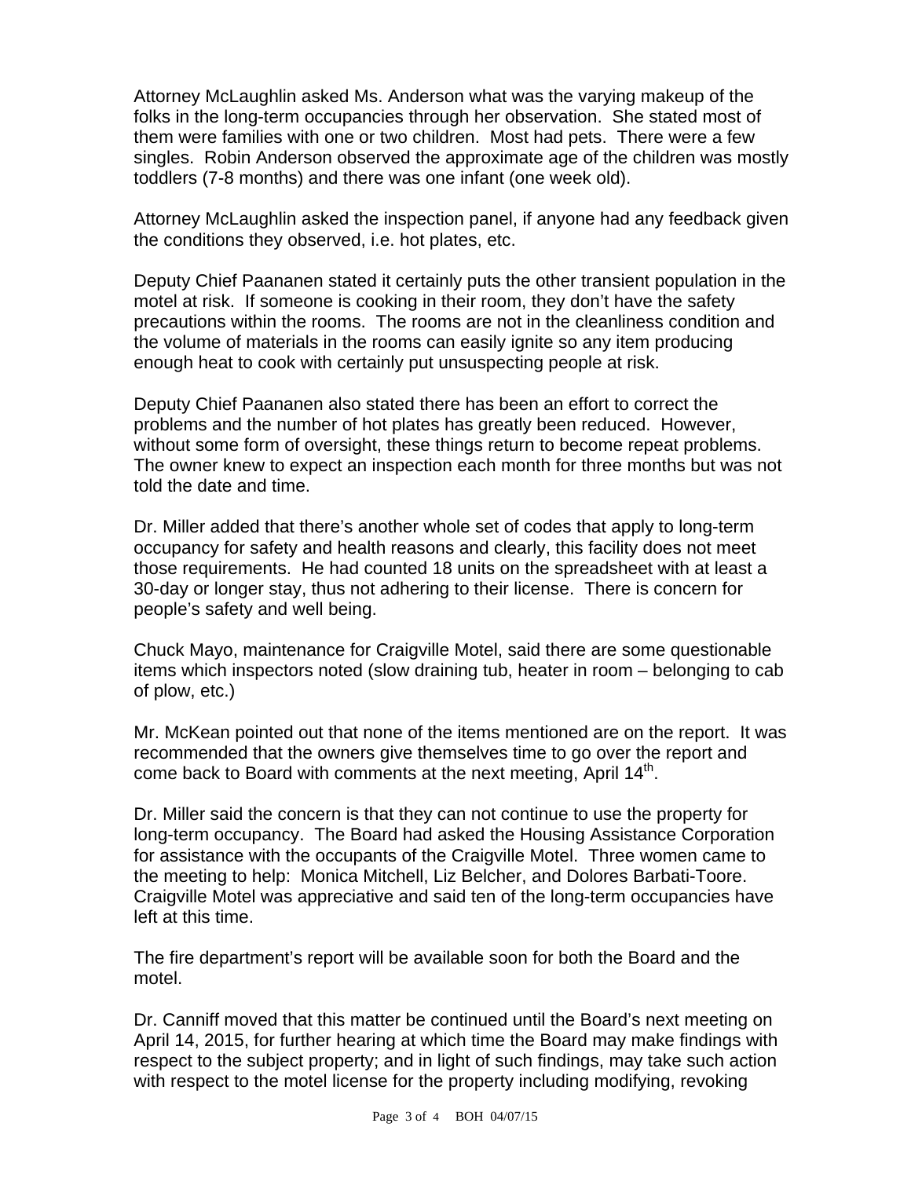Attorney McLaughlin asked Ms. Anderson what was the varying makeup of the folks in the long-term occupancies through her observation. She stated most of them were families with one or two children. Most had pets. There were a few singles. Robin Anderson observed the approximate age of the children was mostly toddlers (7-8 months) and there was one infant (one week old).

Attorney McLaughlin asked the inspection panel, if anyone had any feedback given the conditions they observed, i.e. hot plates, etc.

Deputy Chief Paananen stated it certainly puts the other transient population in the motel at risk. If someone is cooking in their room, they don't have the safety precautions within the rooms. The rooms are not in the cleanliness condition and the volume of materials in the rooms can easily ignite so any item producing enough heat to cook with certainly put unsuspecting people at risk.

Deputy Chief Paananen also stated there has been an effort to correct the problems and the number of hot plates has greatly been reduced. However, without some form of oversight, these things return to become repeat problems. The owner knew to expect an inspection each month for three months but was not told the date and time.

Dr. Miller added that there's another whole set of codes that apply to long-term occupancy for safety and health reasons and clearly, this facility does not meet those requirements. He had counted 18 units on the spreadsheet with at least a 30-day or longer stay, thus not adhering to their license. There is concern for people's safety and well being.

Chuck Mayo, maintenance for Craigville Motel, said there are some questionable items which inspectors noted (slow draining tub, heater in room – belonging to cab of plow, etc.)

Mr. McKean pointed out that none of the items mentioned are on the report. It was recommended that the owners give themselves time to go over the report and come back to Board with comments at the next meeting, April 14th.

Dr. Miller said the concern is that they can not continue to use the property for long-term occupancy. The Board had asked the Housing Assistance Corporation for assistance with the occupants of the Craigville Motel. Three women came to the meeting to help: Monica Mitchell, Liz Belcher, and Dolores Barbati-Toore. Craigville Motel was appreciative and said ten of the long-term occupancies have left at this time.

The fire department's report will be available soon for both the Board and the motel.

Dr. Canniff moved that this matter be continued until the Board's next meeting on April 14, 2015, for further hearing at which time the Board may make findings with respect to the subject property; and in light of such findings, may take such action with respect to the motel license for the property including modifying, revoking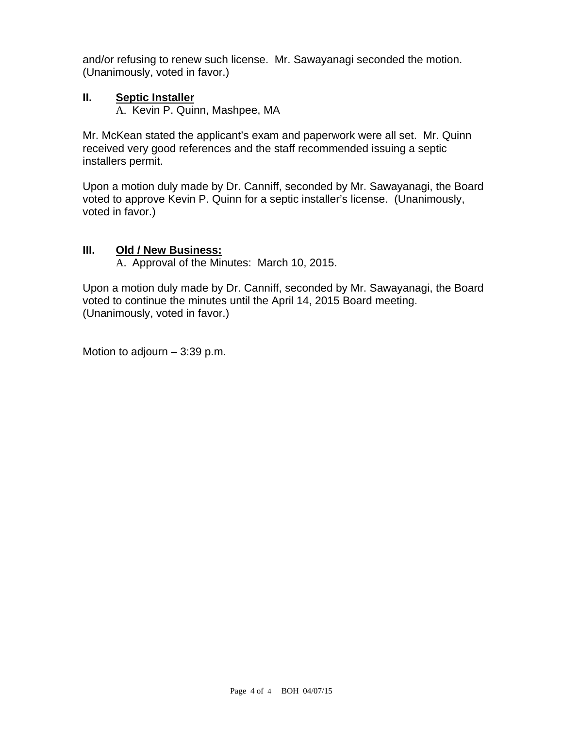and/or refusing to renew such license. Mr. Sawayanagi seconded the motion. (Unanimously, voted in favor.)

## II. Septic Installer

A. Kevin P. Quinn, Mashpee, MA

Mr. McKean stated the applicant's exam and paperwork were all set. Mr. Quinn received very good references and the staff recommended issuing a septic installers permit.

Upon a motion duly made by Dr. Canniff, seconded by Mr. Sawayanagi, the Board voted to approve Kevin P. Quinn for a septic installer's license. (Unanimously, voted in favor.)

## III. Old / New Business:

A. Approval of the Minutes: March 10, 2015.

Upon a motion duly made by Dr. Canniff, seconded by Mr. Sawayanagi, the Board voted to continue the minutes until the April 14, 2015 Board meeting. (Unanimously, voted in favor.)

Motion to adjourn – 3:39 p.m.